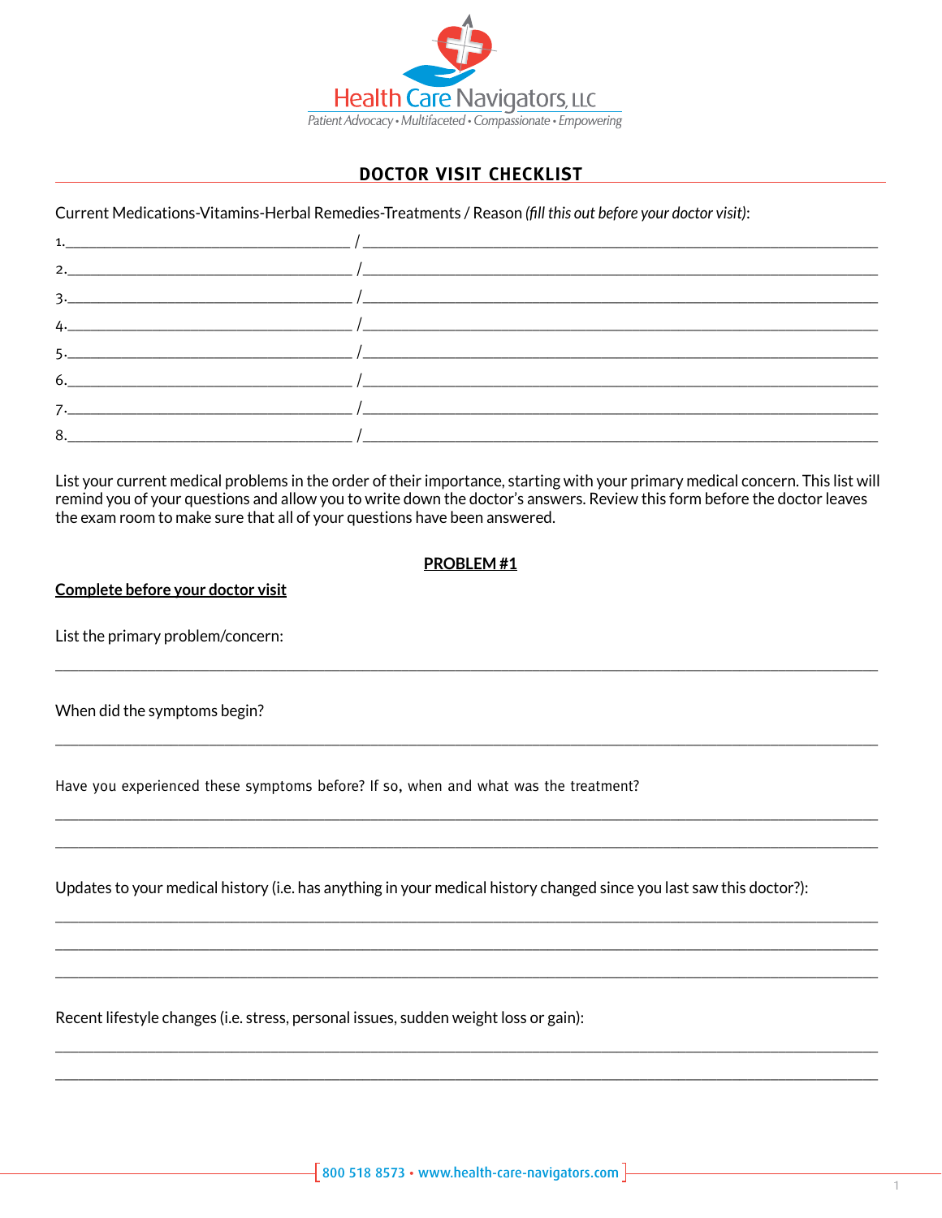Health Care Navigators, LLC

*Patient Advocacy • Multifaceted • Compassionate • Empowering*

# DOCTOR VISIT CHECKLIST

Current Medications-Vitamins-Herbal Remedies-Treatments / Reason *(fill this out before your doctor visit)*:

1.________________________________ / ____________________________________________________________

2.________________________________ / ____________________________________________________________

3.________________________________ / ____________________________________________________________

4.________________________________ / ____________________________________________________________

5.________________________________ / ____________________________________________________________

6.________________________________ / ____________________________________________________________

7.________________________________ / ____________________________________________________________

8.________________________________ / ____________________________________________________________

List your current medical problems in the order of their importance, starting with your primary medical concern. This list will remind you of your questions and allow you to write down the doctor's answers. Review this form before the doctor leaves the exam room to make sure that all of your questions have been answered.

## PROBLEM #1

**Complete before your doctor visit**

List the primary problem/concern:

______________________________________________________________________________________________

When did the symptoms begin?

______________________________________________________________________________________________

Have you experienced these symptoms before? If so, when and what was the treatment?

______________________________________________________________________________________________

______________________________________________________________________________________________

Updates to your medical history (i.e. has anything in your medical history changed since you last saw this doctor?):

______________________________________________________________________________________________

______________________________________________________________________________________________

______________________________________________________________________________________________

Recent lifestyle changes (i.e. stress, personal issues, sudden weight loss or gain):

______________________________________________________________________________________________

______________________________________________________________________________________________

800 518 8573 • www.health-care-navigators.com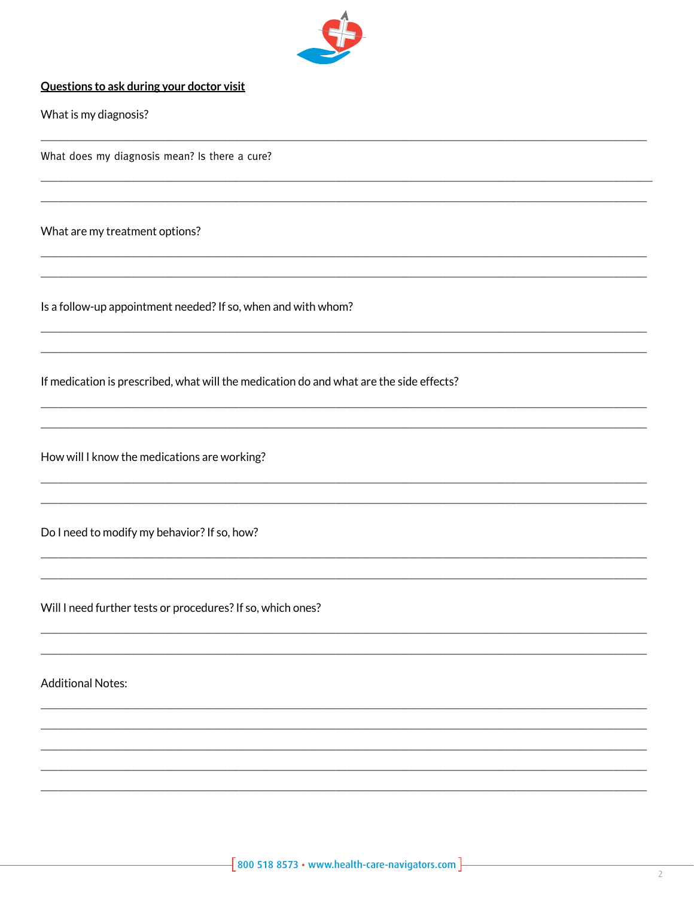**Questions to ask during your doctor visit**

What is my diagnosis?

What does my diagnosis mean? Is there a cure?

What are my treatment options?

Is a follow-up appointment needed? If so, when and with whom?

If medication is prescribed, what will the medication do and what are the side effects?

How will I know the medications are working?

Do I need to modify my behavior? If so, how?

Will I need further tests or procedures? If so, which ones?

Additional Notes: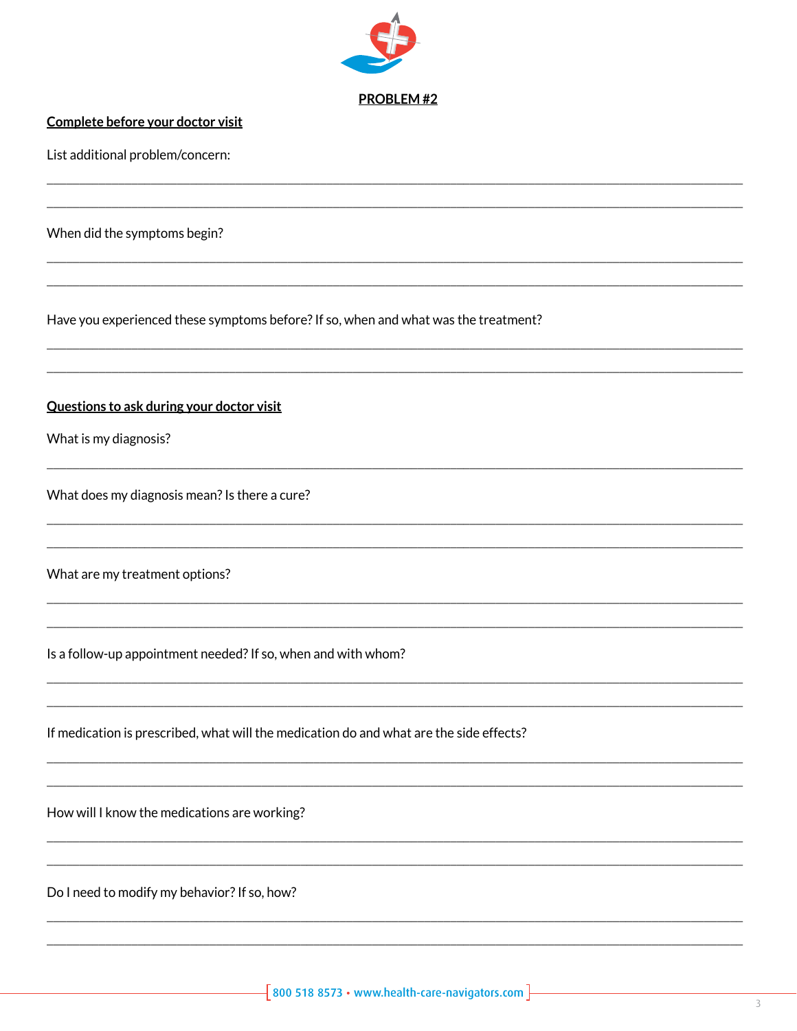## PROBLEM #2

**Complete before your doctor visit**

List additional problem/concern:

\_\_\_\_\_\_\_\_\_\_\_\_\_\_\_\_\_\_\_\_\_\_\_\_\_\_\_\_\_\_\_\_\_\_\_\_\_\_\_\_\_\_\_\_\_\_\_\_\_\_\_\_\_\_\_\_\_\_\_\_\_\_\_\_\_\_\_\_\_\_\_\_\_\_\_\_\_\_

\_\_\_\_\_\_\_\_\_\_\_\_\_\_\_\_\_\_\_\_\_\_\_\_\_\_\_\_\_\_\_\_\_\_\_\_\_\_\_\_\_\_\_\_\_\_\_\_\_\_\_\_\_\_\_\_\_\_\_\_\_\_\_\_\_\_\_\_\_\_\_\_\_\_\_\_\_\_

When did the symptoms begin?

\_\_\_\_\_\_\_\_\_\_\_\_\_\_\_\_\_\_\_\_\_\_\_\_\_\_\_\_\_\_\_\_\_\_\_\_\_\_\_\_\_\_\_\_\_\_\_\_\_\_\_\_\_\_\_\_\_\_\_\_\_\_\_\_\_\_\_\_\_\_\_\_\_\_\_\_\_\_

\_\_\_\_\_\_\_\_\_\_\_\_\_\_\_\_\_\_\_\_\_\_\_\_\_\_\_\_\_\_\_\_\_\_\_\_\_\_\_\_\_\_\_\_\_\_\_\_\_\_\_\_\_\_\_\_\_\_\_\_\_\_\_\_\_\_\_\_\_\_\_\_\_\_\_\_\_\_

Have you experienced these symptoms before? If so, when and what was the treatment?

\_\_\_\_\_\_\_\_\_\_\_\_\_\_\_\_\_\_\_\_\_\_\_\_\_\_\_\_\_\_\_\_\_\_\_\_\_\_\_\_\_\_\_\_\_\_\_\_\_\_\_\_\_\_\_\_\_\_\_\_\_\_\_\_\_\_\_\_\_\_\_\_\_\_\_\_\_\_

\_\_\_\_\_\_\_\_\_\_\_\_\_\_\_\_\_\_\_\_\_\_\_\_\_\_\_\_\_\_\_\_\_\_\_\_\_\_\_\_\_\_\_\_\_\_\_\_\_\_\_\_\_\_\_\_\_\_\_\_\_\_\_\_\_\_\_\_\_\_\_\_\_\_\_\_\_\_

**Questions to ask during your doctor visit**

What is my diagnosis?

\_\_\_\_\_\_\_\_\_\_\_\_\_\_\_\_\_\_\_\_\_\_\_\_\_\_\_\_\_\_\_\_\_\_\_\_\_\_\_\_\_\_\_\_\_\_\_\_\_\_\_\_\_\_\_\_\_\_\_\_\_\_\_\_\_\_\_\_\_\_\_\_\_\_\_\_\_\_

What does my diagnosis mean? Is there a cure?

\_\_\_\_\_\_\_\_\_\_\_\_\_\_\_\_\_\_\_\_\_\_\_\_\_\_\_\_\_\_\_\_\_\_\_\_\_\_\_\_\_\_\_\_\_\_\_\_\_\_\_\_\_\_\_\_\_\_\_\_\_\_\_\_\_\_\_\_\_\_\_\_\_\_\_\_\_\_

\_\_\_\_\_\_\_\_\_\_\_\_\_\_\_\_\_\_\_\_\_\_\_\_\_\_\_\_\_\_\_\_\_\_\_\_\_\_\_\_\_\_\_\_\_\_\_\_\_\_\_\_\_\_\_\_\_\_\_\_\_\_\_\_\_\_\_\_\_\_\_\_\_\_\_\_\_\_

What are my treatment options?

\_\_\_\_\_\_\_\_\_\_\_\_\_\_\_\_\_\_\_\_\_\_\_\_\_\_\_\_\_\_\_\_\_\_\_\_\_\_\_\_\_\_\_\_\_\_\_\_\_\_\_\_\_\_\_\_\_\_\_\_\_\_\_\_\_\_\_\_\_\_\_\_\_\_\_\_\_\_

\_\_\_\_\_\_\_\_\_\_\_\_\_\_\_\_\_\_\_\_\_\_\_\_\_\_\_\_\_\_\_\_\_\_\_\_\_\_\_\_\_\_\_\_\_\_\_\_\_\_\_\_\_\_\_\_\_\_\_\_\_\_\_\_\_\_\_\_\_\_\_\_\_\_\_\_\_\_

Is a follow-up appointment needed? If so, when and with whom?

\_\_\_\_\_\_\_\_\_\_\_\_\_\_\_\_\_\_\_\_\_\_\_\_\_\_\_\_\_\_\_\_\_\_\_\_\_\_\_\_\_\_\_\_\_\_\_\_\_\_\_\_\_\_\_\_\_\_\_\_\_\_\_\_\_\_\_\_\_\_\_\_\_\_\_\_\_\_

\_\_\_\_\_\_\_\_\_\_\_\_\_\_\_\_\_\_\_\_\_\_\_\_\_\_\_\_\_\_\_\_\_\_\_\_\_\_\_\_\_\_\_\_\_\_\_\_\_\_\_\_\_\_\_\_\_\_\_\_\_\_\_\_\_\_\_\_\_\_\_\_\_\_\_\_\_\_

If medication is prescribed, what will the medication do and what are the side effects?

\_\_\_\_\_\_\_\_\_\_\_\_\_\_\_\_\_\_\_\_\_\_\_\_\_\_\_\_\_\_\_\_\_\_\_\_\_\_\_\_\_\_\_\_\_\_\_\_\_\_\_\_\_\_\_\_\_\_\_\_\_\_\_\_\_\_\_\_\_\_\_\_\_\_\_\_\_\_

\_\_\_\_\_\_\_\_\_\_\_\_\_\_\_\_\_\_\_\_\_\_\_\_\_\_\_\_\_\_\_\_\_\_\_\_\_\_\_\_\_\_\_\_\_\_\_\_\_\_\_\_\_\_\_\_\_\_\_\_\_\_\_\_\_\_\_\_\_\_\_\_\_\_\_\_\_\_

How will I know the medications are working?

\_\_\_\_\_\_\_\_\_\_\_\_\_\_\_\_\_\_\_\_\_\_\_\_\_\_\_\_\_\_\_\_\_\_\_\_\_\_\_\_\_\_\_\_\_\_\_\_\_\_\_\_\_\_\_\_\_\_\_\_\_\_\_\_\_\_\_\_\_\_\_\_\_\_\_\_\_\_

\_\_\_\_\_\_\_\_\_\_\_\_\_\_\_\_\_\_\_\_\_\_\_\_\_\_\_\_\_\_\_\_\_\_\_\_\_\_\_\_\_\_\_\_\_\_\_\_\_\_\_\_\_\_\_\_\_\_\_\_\_\_\_\_\_\_\_\_\_\_\_\_\_\_\_\_\_\_

Do I need to modify my behavior? If so, how?

\_\_\_\_\_\_\_\_\_\_\_\_\_\_\_\_\_\_\_\_\_\_\_\_\_\_\_\_\_\_\_\_\_\_\_\_\_\_\_\_\_\_\_\_\_\_\_\_\_\_\_\_\_\_\_\_\_\_\_\_\_\_\_\_\_\_\_\_\_\_\_\_\_\_\_\_\_\_

\_\_\_\_\_\_\_\_\_\_\_\_\_\_\_\_\_\_\_\_\_\_\_\_\_\_\_\_\_\_\_\_\_\_\_\_\_\_\_\_\_\_\_\_\_\_\_\_\_\_\_\_\_\_\_\_\_\_\_\_\_\_\_\_\_\_\_\_\_\_\_\_\_\_\_\_\_\_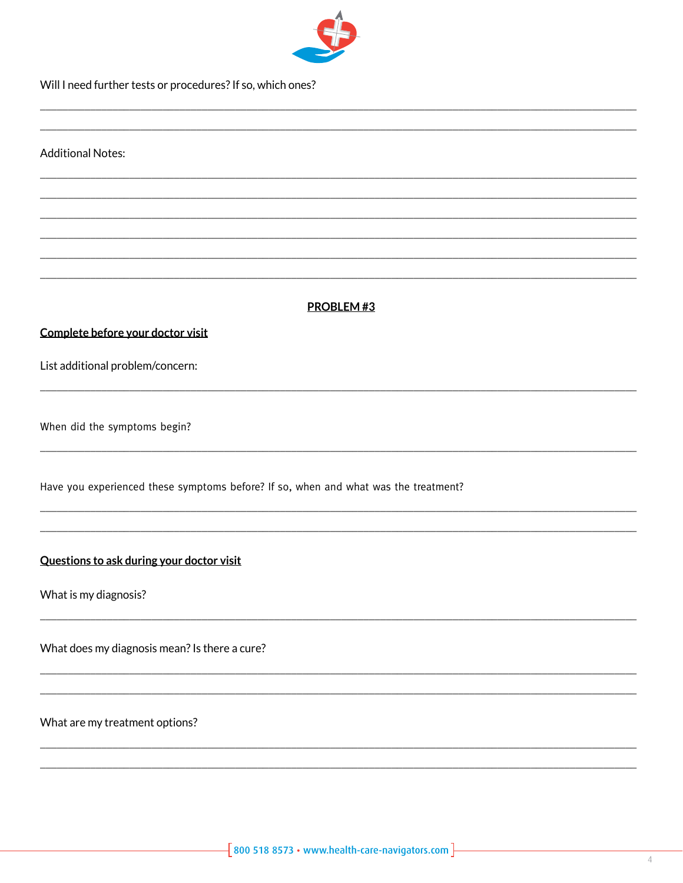Will I need further tests or procedures? If so, which ones?

\_\_\_\_\_\_\_\_\_\_\_\_\_\_\_\_\_\_\_\_\_\_\_\_\_\_\_\_\_\_\_\_\_\_\_\_\_\_\_\_\_\_\_\_\_\_\_\_\_\_\_\_\_\_\_\_\_\_\_\_\_\_\_\_\_\_\_\_\_\_\_\_\_\_\_\_\_\_

\_\_\_\_\_\_\_\_\_\_\_\_\_\_\_\_\_\_\_\_\_\_\_\_\_\_\_\_\_\_\_\_\_\_\_\_\_\_\_\_\_\_\_\_\_\_\_\_\_\_\_\_\_\_\_\_\_\_\_\_\_\_\_\_\_\_\_\_\_\_\_\_\_\_\_\_\_\_

Additional Notes:

\_\_\_\_\_\_\_\_\_\_\_\_\_\_\_\_\_\_\_\_\_\_\_\_\_\_\_\_\_\_\_\_\_\_\_\_\_\_\_\_\_\_\_\_\_\_\_\_\_\_\_\_\_\_\_\_\_\_\_\_\_\_\_\_\_\_\_\_\_\_\_\_\_\_\_\_\_\_

\_\_\_\_\_\_\_\_\_\_\_\_\_\_\_\_\_\_\_\_\_\_\_\_\_\_\_\_\_\_\_\_\_\_\_\_\_\_\_\_\_\_\_\_\_\_\_\_\_\_\_\_\_\_\_\_\_\_\_\_\_\_\_\_\_\_\_\_\_\_\_\_\_\_\_\_\_\_

\_\_\_\_\_\_\_\_\_\_\_\_\_\_\_\_\_\_\_\_\_\_\_\_\_\_\_\_\_\_\_\_\_\_\_\_\_\_\_\_\_\_\_\_\_\_\_\_\_\_\_\_\_\_\_\_\_\_\_\_\_\_\_\_\_\_\_\_\_\_\_\_\_\_\_\_\_\_

\_\_\_\_\_\_\_\_\_\_\_\_\_\_\_\_\_\_\_\_\_\_\_\_\_\_\_\_\_\_\_\_\_\_\_\_\_\_\_\_\_\_\_\_\_\_\_\_\_\_\_\_\_\_\_\_\_\_\_\_\_\_\_\_\_\_\_\_\_\_\_\_\_\_\_\_\_\_

\_\_\_\_\_\_\_\_\_\_\_\_\_\_\_\_\_\_\_\_\_\_\_\_\_\_\_\_\_\_\_\_\_\_\_\_\_\_\_\_\_\_\_\_\_\_\_\_\_\_\_\_\_\_\_\_\_\_\_\_\_\_\_\_\_\_\_\_\_\_\_\_\_\_\_\_\_\_

\_\_\_\_\_\_\_\_\_\_\_\_\_\_\_\_\_\_\_\_\_\_\_\_\_\_\_\_\_\_\_\_\_\_\_\_\_\_\_\_\_\_\_\_\_\_\_\_\_\_\_\_\_\_\_\_\_\_\_\_\_\_\_\_\_\_\_\_\_\_\_\_\_\_\_\_\_\_

## PROBLEM #3

### Complete before your doctor visit

List additional problem/concern:

\_\_\_\_\_\_\_\_\_\_\_\_\_\_\_\_\_\_\_\_\_\_\_\_\_\_\_\_\_\_\_\_\_\_\_\_\_\_\_\_\_\_\_\_\_\_\_\_\_\_\_\_\_\_\_\_\_\_\_\_\_\_\_\_\_\_\_\_\_\_\_\_\_\_\_\_\_\_

When did the symptoms begin?

\_\_\_\_\_\_\_\_\_\_\_\_\_\_\_\_\_\_\_\_\_\_\_\_\_\_\_\_\_\_\_\_\_\_\_\_\_\_\_\_\_\_\_\_\_\_\_\_\_\_\_\_\_\_\_\_\_\_\_\_\_\_\_\_\_\_\_\_\_\_\_\_\_\_\_\_\_\_

Have you experienced these symptoms before? If so, when and what was the treatment?

\_\_\_\_\_\_\_\_\_\_\_\_\_\_\_\_\_\_\_\_\_\_\_\_\_\_\_\_\_\_\_\_\_\_\_\_\_\_\_\_\_\_\_\_\_\_\_\_\_\_\_\_\_\_\_\_\_\_\_\_\_\_\_\_\_\_\_\_\_\_\_\_\_\_\_\_\_\_

\_\_\_\_\_\_\_\_\_\_\_\_\_\_\_\_\_\_\_\_\_\_\_\_\_\_\_\_\_\_\_\_\_\_\_\_\_\_\_\_\_\_\_\_\_\_\_\_\_\_\_\_\_\_\_\_\_\_\_\_\_\_\_\_\_\_\_\_\_\_\_\_\_\_\_\_\_\_

### Questions to ask during your doctor visit

What is my diagnosis?

\_\_\_\_\_\_\_\_\_\_\_\_\_\_\_\_\_\_\_\_\_\_\_\_\_\_\_\_\_\_\_\_\_\_\_\_\_\_\_\_\_\_\_\_\_\_\_\_\_\_\_\_\_\_\_\_\_\_\_\_\_\_\_\_\_\_\_\_\_\_\_\_\_\_\_\_\_\_

What does my diagnosis mean? Is there a cure?

\_\_\_\_\_\_\_\_\_\_\_\_\_\_\_\_\_\_\_\_\_\_\_\_\_\_\_\_\_\_\_\_\_\_\_\_\_\_\_\_\_\_\_\_\_\_\_\_\_\_\_\_\_\_\_\_\_\_\_\_\_\_\_\_\_\_\_\_\_\_\_\_\_\_\_\_\_\_

\_\_\_\_\_\_\_\_\_\_\_\_\_\_\_\_\_\_\_\_\_\_\_\_\_\_\_\_\_\_\_\_\_\_\_\_\_\_\_\_\_\_\_\_\_\_\_\_\_\_\_\_\_\_\_\_\_\_\_\_\_\_\_\_\_\_\_\_\_\_\_\_\_\_\_\_\_\_

What are my treatment options?

\_\_\_\_\_\_\_\_\_\_\_\_\_\_\_\_\_\_\_\_\_\_\_\_\_\_\_\_\_\_\_\_\_\_\_\_\_\_\_\_\_\_\_\_\_\_\_\_\_\_\_\_\_\_\_\_\_\_\_\_\_\_\_\_\_\_\_\_\_\_\_\_\_\_\_\_\_\_

\_\_\_\_\_\_\_\_\_\_\_\_\_\_\_\_\_\_\_\_\_\_\_\_\_\_\_\_\_\_\_\_\_\_\_\_\_\_\_\_\_\_\_\_\_\_\_\_\_\_\_\_\_\_\_\_\_\_\_\_\_\_\_\_\_\_\_\_\_\_\_\_\_\_\_\_\_\_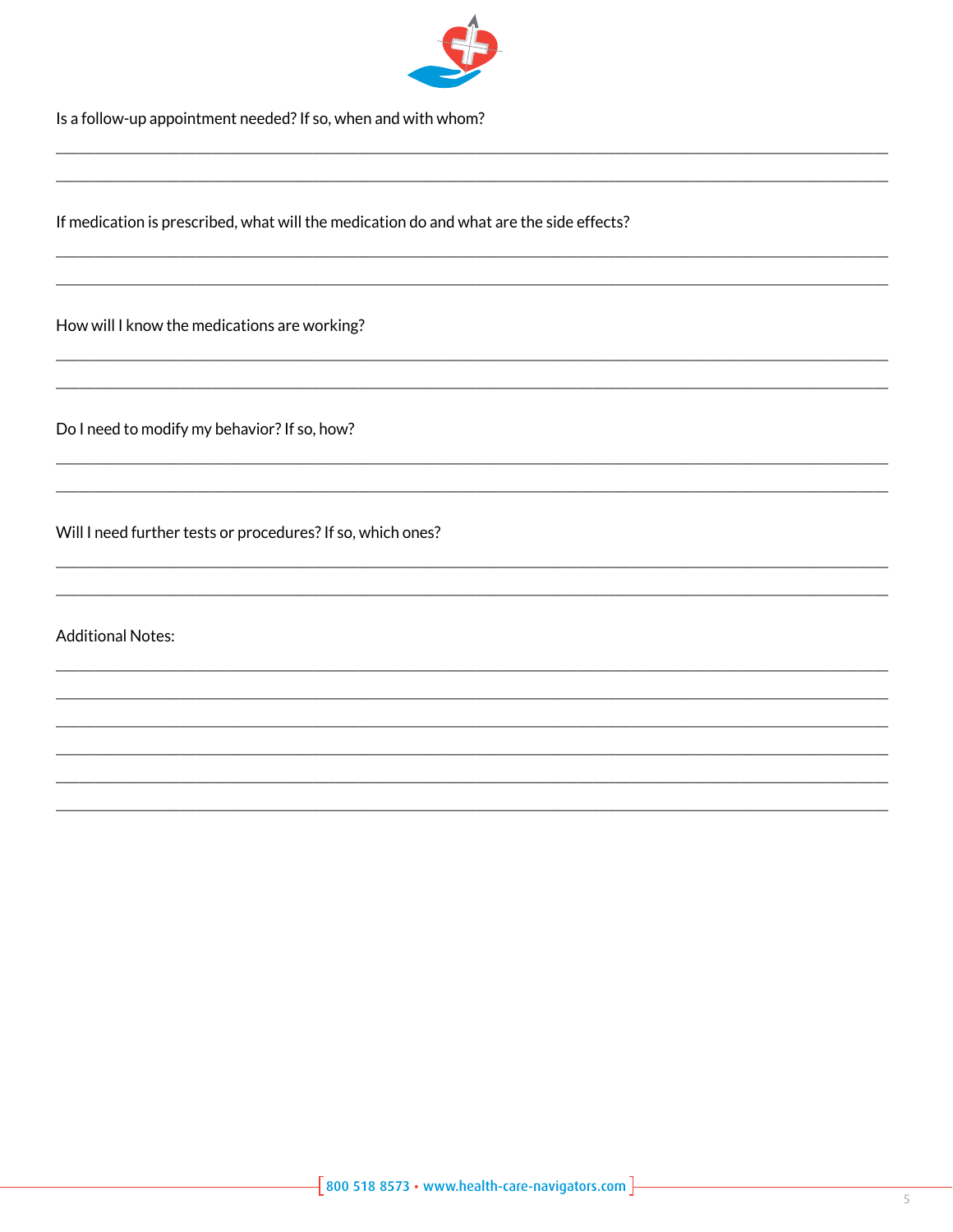Is a follow-up appointment needed? If so, when and with whom?

_______________________________________________________________________________

_______________________________________________________________________________

If medication is prescribed, what will the medication do and what are the side effects?

_______________________________________________________________________________

_______________________________________________________________________________

How will I know the medications are working?

_______________________________________________________________________________

_______________________________________________________________________________

Do I need to modify my behavior? If so, how?

_______________________________________________________________________________

_______________________________________________________________________________

Will I need further tests or procedures? If so, which ones?

_______________________________________________________________________________

_______________________________________________________________________________

Additional Notes:

_______________________________________________________________________________

_______________________________________________________________________________

_______________________________________________________________________________

_______________________________________________________________________________

_______________________________________________________________________________

_______________________________________________________________________________